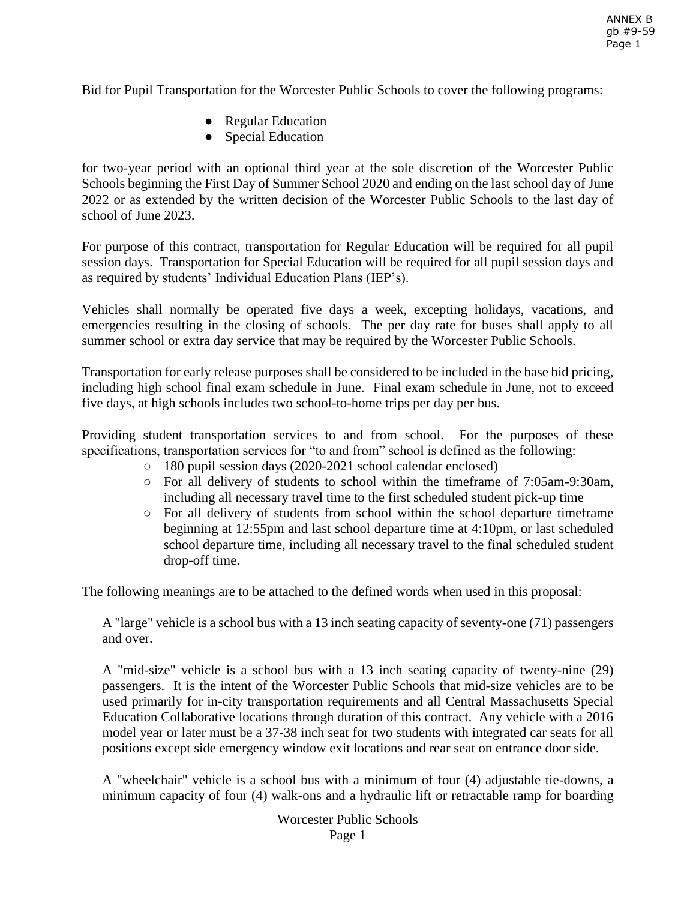Bid for Pupil Transportation for the Worcester Public Schools to cover the following programs:

- Regular Education
- Special Education

for two-year period with an optional third year at the sole discretion of the Worcester Public Schools beginning the First Day of Summer School 2020 and ending on the last school day of June 2022 or as extended by the written decision of the Worcester Public Schools to the last day of school of June 2023.

For purpose of this contract, transportation for Regular Education will be required for all pupil session days. Transportation for Special Education will be required for all pupil session days and as required by students' Individual Education Plans (IEP's).

Vehicles shall normally be operated five days a week, excepting holidays, vacations, and emergencies resulting in the closing of schools. The per day rate for buses shall apply to all summer school or extra day service that may be required by the Worcester Public Schools.

Transportation for early release purposes shall be considered to be included in the base bid pricing, including high school final exam schedule in June. Final exam schedule in June, not to exceed five days, at high schools includes two school-to-home trips per day per bus.

Providing student transportation services to and from school. For the purposes of these specifications, transportation services for "to and from" school is defined as the following:

- 180 pupil session days (2020-2021 school calendar enclosed)
- For all delivery of students to school within the timeframe of 7:05am-9:30am, including all necessary travel time to the first scheduled student pick-up time
- For all delivery of students from school within the school departure timeframe beginning at 12:55pm and last school departure time at 4:10pm, or last scheduled school departure time, including all necessary travel to the final scheduled student drop-off time.

The following meanings are to be attached to the defined words when used in this proposal:

A "large" vehicle is a school bus with a 13 inch seating capacity of seventy-one (71) passengers and over.

A "mid-size" vehicle is a school bus with a 13 inch seating capacity of twenty-nine (29) passengers. It is the intent of the Worcester Public Schools that mid-size vehicles are to be used primarily for in-city transportation requirements and all Central Massachusetts Special Education Collaborative locations through duration of this contract. Any vehicle with a 2016 model year or later must be a 37-38 inch seat for two students with integrated car seats for all positions except side emergency window exit locations and rear seat on entrance door side.

A "wheelchair" vehicle is a school bus with a minimum of four (4) adjustable tie-downs, a minimum capacity of four (4) walk-ons and a hydraulic lift or retractable ramp for boarding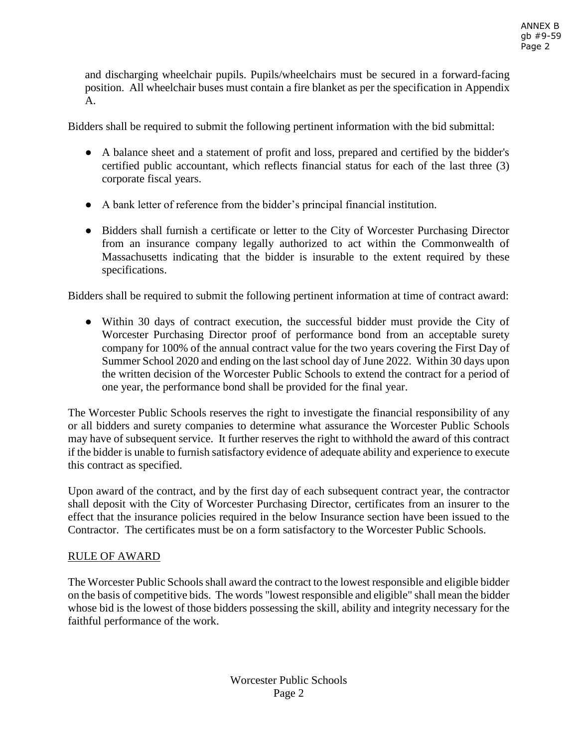and discharging wheelchair pupils. Pupils/wheelchairs must be secured in a forward-facing position. All wheelchair buses must contain a fire blanket as per the specification in Appendix A.

Bidders shall be required to submit the following pertinent information with the bid submittal:

- A balance sheet and a statement of profit and loss, prepared and certified by the bidder's certified public accountant, which reflects financial status for each of the last three (3) corporate fiscal years.
- A bank letter of reference from the bidder's principal financial institution.
- Bidders shall furnish a certificate or letter to the City of Worcester Purchasing Director from an insurance company legally authorized to act within the Commonwealth of Massachusetts indicating that the bidder is insurable to the extent required by these specifications.

Bidders shall be required to submit the following pertinent information at time of contract award:

- Within 30 days of contract execution, the successful bidder must provide the City of Worcester Purchasing Director proof of performance bond from an acceptable surety company for 100% of the annual contract value for the two years covering the First Day of Summer School 2020 and ending on the last school day of June 2022. Within 30 days upon the written decision of the Worcester Public Schools to extend the contract for a period of one year, the performance bond shall be provided for the final year.

The Worcester Public Schools reserves the right to investigate the financial responsibility of any or all bidders and surety companies to determine what assurance the Worcester Public Schools may have of subsequent service. It further reserves the right to withhold the award of this contract if the bidder is unable to furnish satisfactory evidence of adequate ability and experience to execute this contract as specified.

Upon award of the contract, and by the first day of each subsequent contract year, the contractor shall deposit with the City of Worcester Purchasing Director, certificates from an insurer to the effect that the insurance policies required in the below Insurance section have been issued to the Contractor. The certificates must be on a form satisfactory to the Worcester Public Schools.

## RULE OF AWARD

The Worcester Public Schools shall award the contract to the lowest responsible and eligible bidder on the basis of competitive bids. The words "lowest responsible and eligible" shall mean the bidder whose bid is the lowest of those bidders possessing the skill, ability and integrity necessary for the faithful performance of the work.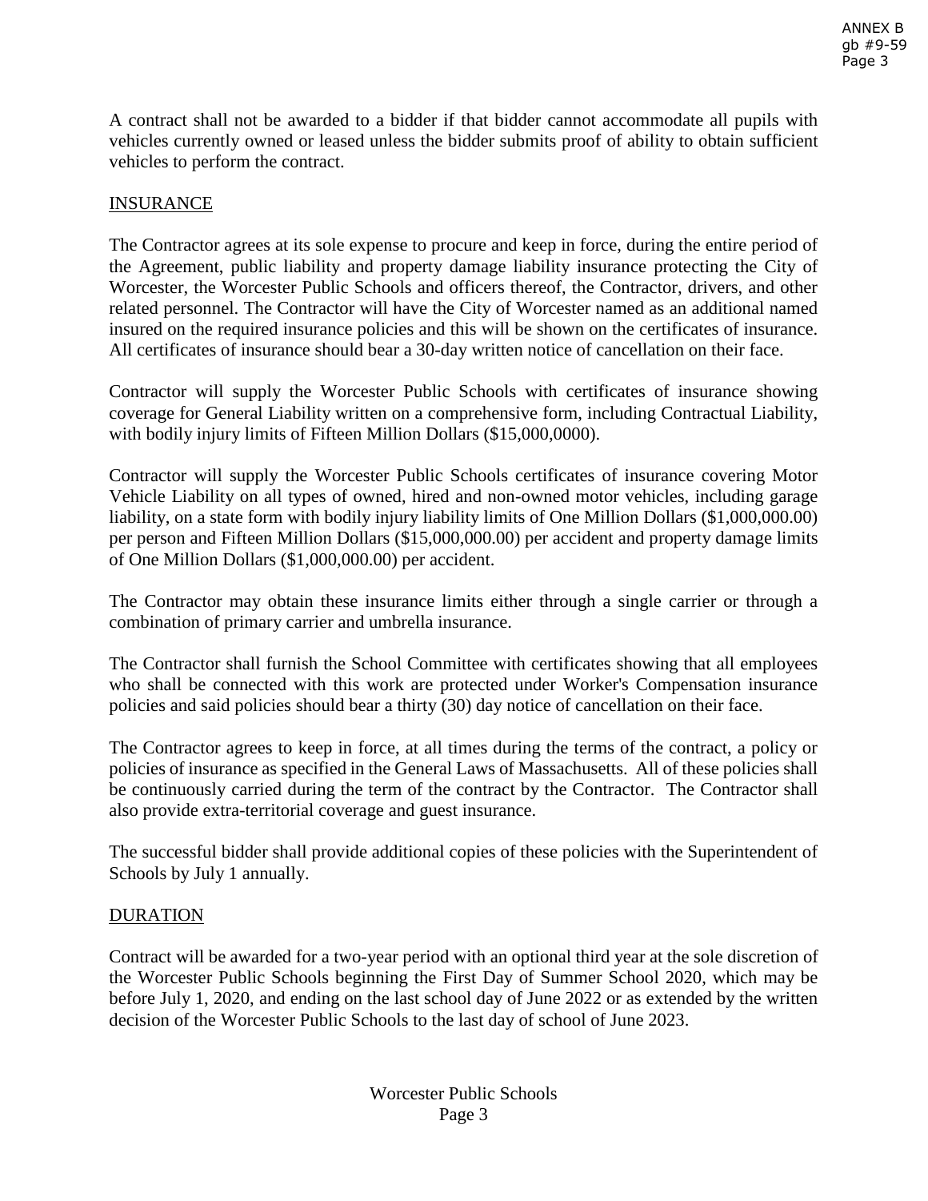A contract shall not be awarded to a bidder if that bidder cannot accommodate all pupils with vehicles currently owned or leased unless the bidder submits proof of ability to obtain sufficient vehicles to perform the contract.

## INSURANCE

The Contractor agrees at its sole expense to procure and keep in force, during the entire period of the Agreement, public liability and property damage liability insurance protecting the City of Worcester, the Worcester Public Schools and officers thereof, the Contractor, drivers, and other related personnel. The Contractor will have the City of Worcester named as an additional named insured on the required insurance policies and this will be shown on the certificates of insurance. All certificates of insurance should bear a 30-day written notice of cancellation on their face.

Contractor will supply the Worcester Public Schools with certificates of insurance showing coverage for General Liability written on a comprehensive form, including Contractual Liability, with bodily injury limits of Fifteen Million Dollars ($15,000,0000).

Contractor will supply the Worcester Public Schools certificates of insurance covering Motor Vehicle Liability on all types of owned, hired and non-owned motor vehicles, including garage liability, on a state form with bodily injury liability limits of One Million Dollars ($1,000,000.00) per person and Fifteen Million Dollars ($15,000,000.00) per accident and property damage limits of One Million Dollars ($1,000,000.00) per accident.

The Contractor may obtain these insurance limits either through a single carrier or through a combination of primary carrier and umbrella insurance.

The Contractor shall furnish the School Committee with certificates showing that all employees who shall be connected with this work are protected under Worker's Compensation insurance policies and said policies should bear a thirty (30) day notice of cancellation on their face.

The Contractor agrees to keep in force, at all times during the terms of the contract, a policy or policies of insurance as specified in the General Laws of Massachusetts. All of these policies shall be continuously carried during the term of the contract by the Contractor. The Contractor shall also provide extra-territorial coverage and guest insurance.

The successful bidder shall provide additional copies of these policies with the Superintendent of Schools by July 1 annually.

## DURATION

Contract will be awarded for a two-year period with an optional third year at the sole discretion of the Worcester Public Schools beginning the First Day of Summer School 2020, which may be before July 1, 2020, and ending on the last school day of June 2022 or as extended by the written decision of the Worcester Public Schools to the last day of school of June 2023.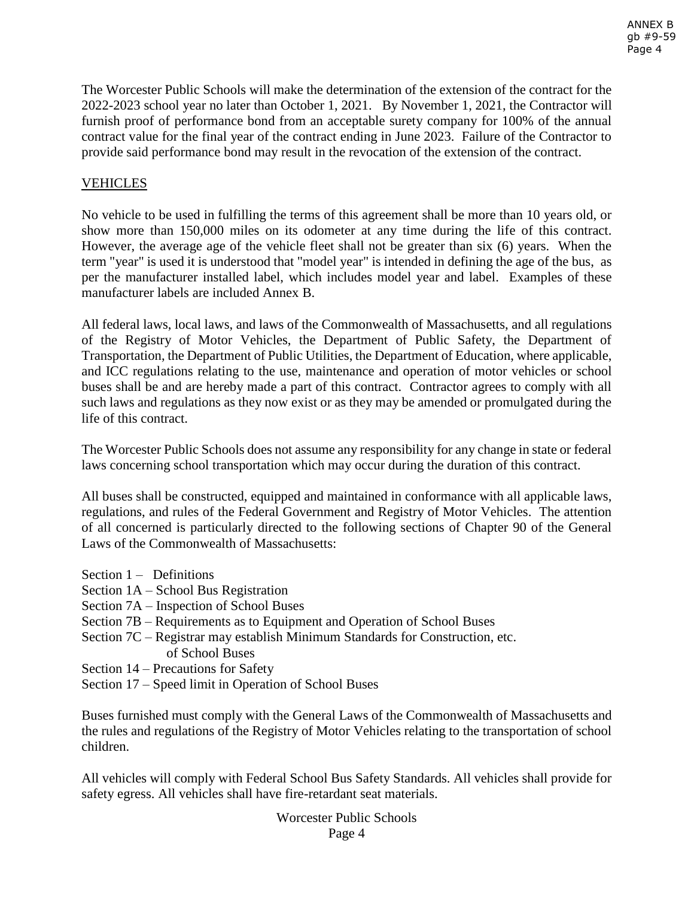The Worcester Public Schools will make the determination of the extension of the contract for the 2022-2023 school year no later than October 1, 2021. By November 1, 2021, the Contractor will furnish proof of performance bond from an acceptable surety company for 100% of the annual contract value for the final year of the contract ending in June 2023. Failure of the Contractor to provide said performance bond may result in the revocation of the extension of the contract.

## VEHICLES

No vehicle to be used in fulfilling the terms of this agreement shall be more than 10 years old, or show more than 150,000 miles on its odometer at any time during the life of this contract. However, the average age of the vehicle fleet shall not be greater than six (6) years. When the term "year" is used it is understood that "model year" is intended in defining the age of the bus, as per the manufacturer installed label, which includes model year and label. Examples of these manufacturer labels are included Annex B.

All federal laws, local laws, and laws of the Commonwealth of Massachusetts, and all regulations of the Registry of Motor Vehicles, the Department of Public Safety, the Department of Transportation, the Department of Public Utilities, the Department of Education, where applicable, and ICC regulations relating to the use, maintenance and operation of motor vehicles or school buses shall be and are hereby made a part of this contract. Contractor agrees to comply with all such laws and regulations as they now exist or as they may be amended or promulgated during the life of this contract.

The Worcester Public Schools does not assume any responsibility for any change in state or federal laws concerning school transportation which may occur during the duration of this contract.

All buses shall be constructed, equipped and maintained in conformance with all applicable laws, regulations, and rules of the Federal Government and Registry of Motor Vehicles. The attention of all concerned is particularly directed to the following sections of Chapter 90 of the General Laws of the Commonwealth of Massachusetts:

Section 1 – Definitions
Section 1A – School Bus Registration
Section 7A – Inspection of School Buses
Section 7B – Requirements as to Equipment and Operation of School Buses
Section 7C – Registrar may establish Minimum Standards for Construction, etc. of School Buses
Section 14 – Precautions for Safety
Section 17 – Speed limit in Operation of School Buses

Buses furnished must comply with the General Laws of the Commonwealth of Massachusetts and the rules and regulations of the Registry of Motor Vehicles relating to the transportation of school children.

All vehicles will comply with Federal School Bus Safety Standards. All vehicles shall provide for safety egress. All vehicles shall have fire-retardant seat materials.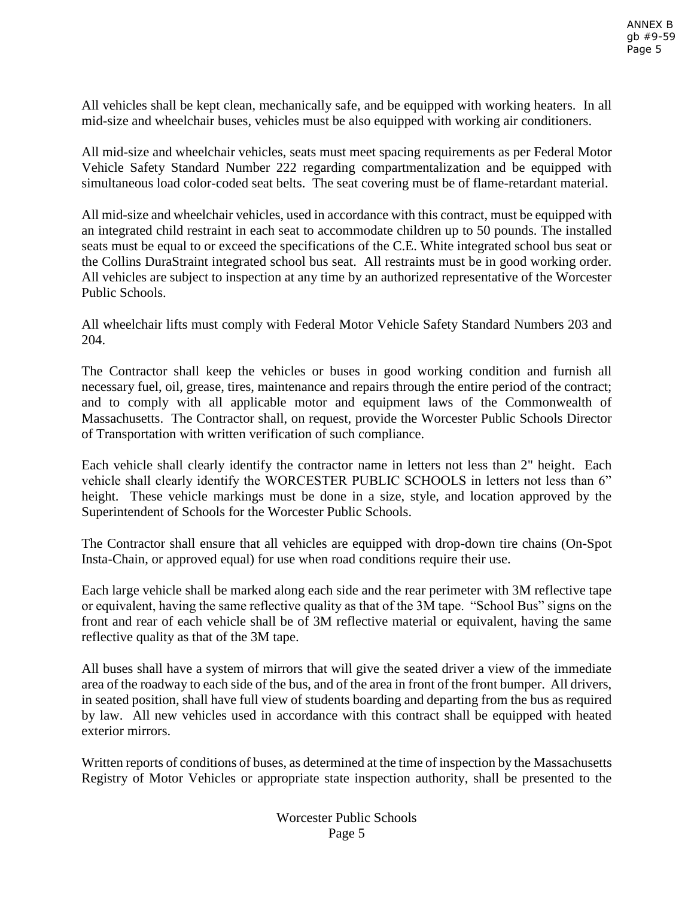All vehicles shall be kept clean, mechanically safe, and be equipped with working heaters. In all mid-size and wheelchair buses, vehicles must be also equipped with working air conditioners.

All mid-size and wheelchair vehicles, seats must meet spacing requirements as per Federal Motor Vehicle Safety Standard Number 222 regarding compartmentalization and be equipped with simultaneous load color-coded seat belts. The seat covering must be of flame-retardant material.

All mid-size and wheelchair vehicles, used in accordance with this contract, must be equipped with an integrated child restraint in each seat to accommodate children up to 50 pounds. The installed seats must be equal to or exceed the specifications of the C.E. White integrated school bus seat or the Collins DuraStraint integrated school bus seat. All restraints must be in good working order. All vehicles are subject to inspection at any time by an authorized representative of the Worcester Public Schools.

All wheelchair lifts must comply with Federal Motor Vehicle Safety Standard Numbers 203 and 204.

The Contractor shall keep the vehicles or buses in good working condition and furnish all necessary fuel, oil, grease, tires, maintenance and repairs through the entire period of the contract; and to comply with all applicable motor and equipment laws of the Commonwealth of Massachusetts. The Contractor shall, on request, provide the Worcester Public Schools Director of Transportation with written verification of such compliance.

Each vehicle shall clearly identify the contractor name in letters not less than 2" height. Each vehicle shall clearly identify the WORCESTER PUBLIC SCHOOLS in letters not less than 6" height. These vehicle markings must be done in a size, style, and location approved by the Superintendent of Schools for the Worcester Public Schools.

The Contractor shall ensure that all vehicles are equipped with drop-down tire chains (On-Spot Insta-Chain, or approved equal) for use when road conditions require their use.

Each large vehicle shall be marked along each side and the rear perimeter with 3M reflective tape or equivalent, having the same reflective quality as that of the 3M tape. "School Bus" signs on the front and rear of each vehicle shall be of 3M reflective material or equivalent, having the same reflective quality as that of the 3M tape.

All buses shall have a system of mirrors that will give the seated driver a view of the immediate area of the roadway to each side of the bus, and of the area in front of the front bumper. All drivers, in seated position, shall have full view of students boarding and departing from the bus as required by law. All new vehicles used in accordance with this contract shall be equipped with heated exterior mirrors.

Written reports of conditions of buses, as determined at the time of inspection by the Massachusetts Registry of Motor Vehicles or appropriate state inspection authority, shall be presented to the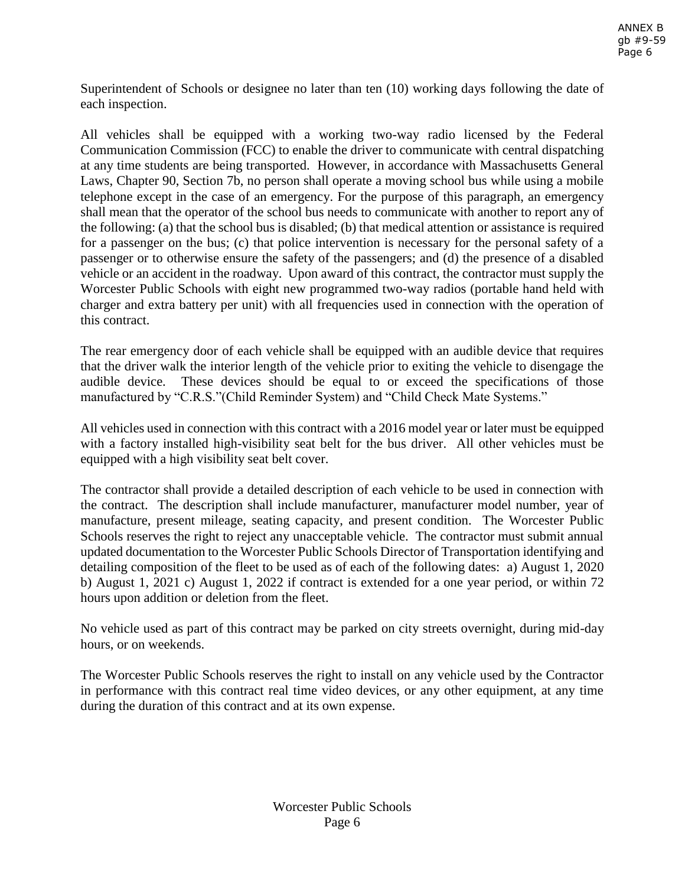Superintendent of Schools or designee no later than ten (10) working days following the date of each inspection.

All vehicles shall be equipped with a working two-way radio licensed by the Federal Communication Commission (FCC) to enable the driver to communicate with central dispatching at any time students are being transported. However, in accordance with Massachusetts General Laws, Chapter 90, Section 7b, no person shall operate a moving school bus while using a mobile telephone except in the case of an emergency. For the purpose of this paragraph, an emergency shall mean that the operator of the school bus needs to communicate with another to report any of the following: (a) that the school bus is disabled; (b) that medical attention or assistance is required for a passenger on the bus; (c) that police intervention is necessary for the personal safety of a passenger or to otherwise ensure the safety of the passengers; and (d) the presence of a disabled vehicle or an accident in the roadway. Upon award of this contract, the contractor must supply the Worcester Public Schools with eight new programmed two-way radios (portable hand held with charger and extra battery per unit) with all frequencies used in connection with the operation of this contract.

The rear emergency door of each vehicle shall be equipped with an audible device that requires that the driver walk the interior length of the vehicle prior to exiting the vehicle to disengage the audible device. These devices should be equal to or exceed the specifications of those manufactured by "C.R.S."(Child Reminder System) and "Child Check Mate Systems."

All vehicles used in connection with this contract with a 2016 model year or later must be equipped with a factory installed high-visibility seat belt for the bus driver. All other vehicles must be equipped with a high visibility seat belt cover.

The contractor shall provide a detailed description of each vehicle to be used in connection with the contract. The description shall include manufacturer, manufacturer model number, year of manufacture, present mileage, seating capacity, and present condition. The Worcester Public Schools reserves the right to reject any unacceptable vehicle. The contractor must submit annual updated documentation to the Worcester Public Schools Director of Transportation identifying and detailing composition of the fleet to be used as of each of the following dates: a) August 1, 2020 b) August 1, 2021 c) August 1, 2022 if contract is extended for a one year period, or within 72 hours upon addition or deletion from the fleet.

No vehicle used as part of this contract may be parked on city streets overnight, during mid-day hours, or on weekends.

The Worcester Public Schools reserves the right to install on any vehicle used by the Contractor in performance with this contract real time video devices, or any other equipment, at any time during the duration of this contract and at its own expense.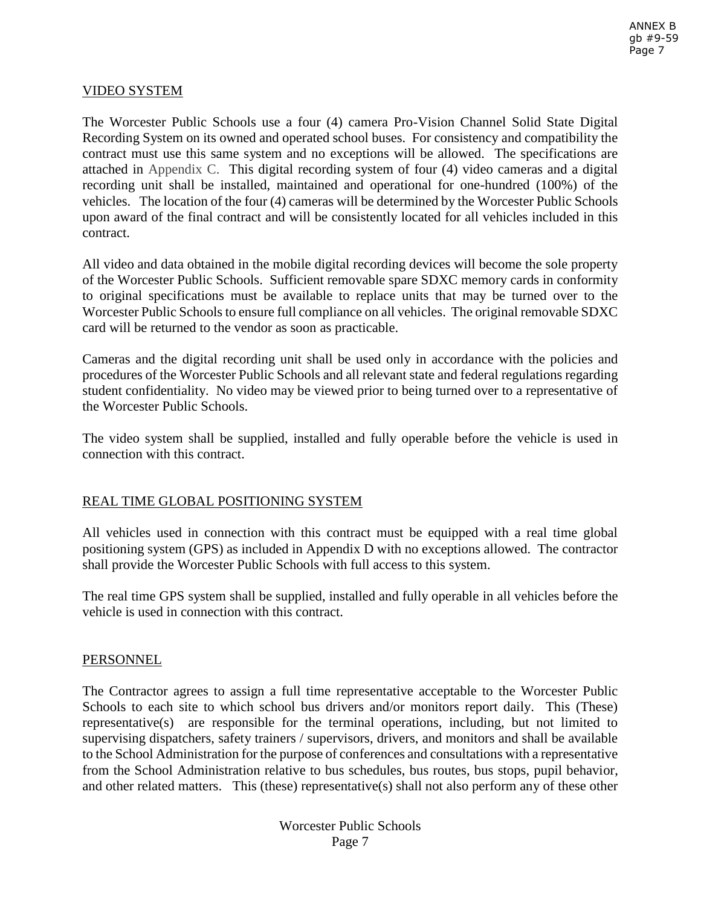## VIDEO SYSTEM

The Worcester Public Schools use a four (4) camera Pro-Vision Channel Solid State Digital Recording System on its owned and operated school buses. For consistency and compatibility the contract must use this same system and no exceptions will be allowed. The specifications are attached in Appendix C. This digital recording system of four (4) video cameras and a digital recording unit shall be installed, maintained and operational for one-hundred (100%) of the vehicles. The location of the four (4) cameras will be determined by the Worcester Public Schools upon award of the final contract and will be consistently located for all vehicles included in this contract.

All video and data obtained in the mobile digital recording devices will become the sole property of the Worcester Public Schools. Sufficient removable spare SDXC memory cards in conformity to original specifications must be available to replace units that may be turned over to the Worcester Public Schools to ensure full compliance on all vehicles. The original removable SDXC card will be returned to the vendor as soon as practicable.

Cameras and the digital recording unit shall be used only in accordance with the policies and procedures of the Worcester Public Schools and all relevant state and federal regulations regarding student confidentiality. No video may be viewed prior to being turned over to a representative of the Worcester Public Schools.

The video system shall be supplied, installed and fully operable before the vehicle is used in connection with this contract.

## REAL TIME GLOBAL POSITIONING SYSTEM

All vehicles used in connection with this contract must be equipped with a real time global positioning system (GPS) as included in Appendix D with no exceptions allowed. The contractor shall provide the Worcester Public Schools with full access to this system.

The real time GPS system shall be supplied, installed and fully operable in all vehicles before the vehicle is used in connection with this contract.

## PERSONNEL

The Contractor agrees to assign a full time representative acceptable to the Worcester Public Schools to each site to which school bus drivers and/or monitors report daily. This (These) representative(s) are responsible for the terminal operations, including, but not limited to supervising dispatchers, safety trainers / supervisors, drivers, and monitors and shall be available to the School Administration for the purpose of conferences and consultations with a representative from the School Administration relative to bus schedules, bus routes, bus stops, pupil behavior, and other related matters. This (these) representative(s) shall not also perform any of these other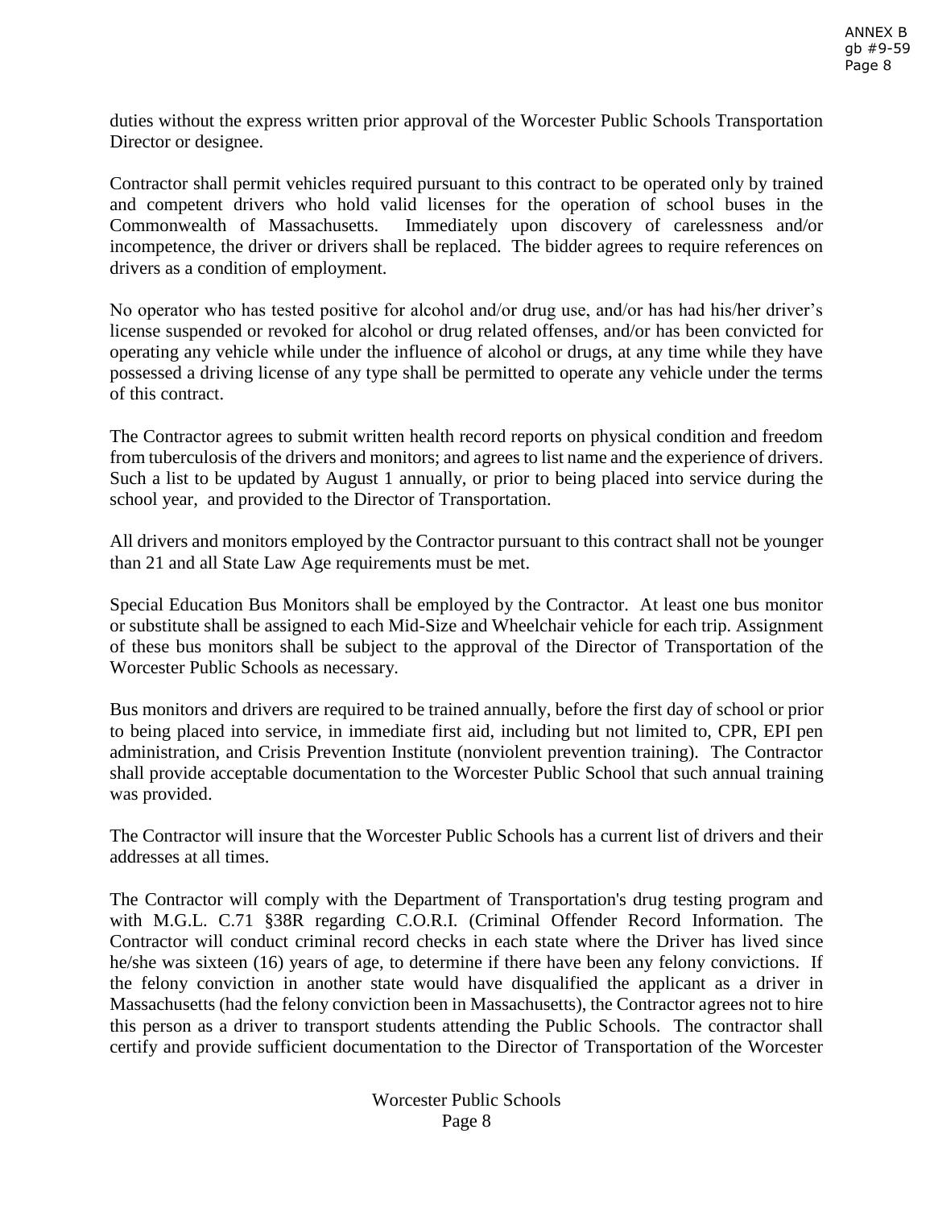duties without the express written prior approval of the Worcester Public Schools Transportation Director or designee.

Contractor shall permit vehicles required pursuant to this contract to be operated only by trained and competent drivers who hold valid licenses for the operation of school buses in the Commonwealth of Massachusetts. Immediately upon discovery of carelessness and/or incompetence, the driver or drivers shall be replaced. The bidder agrees to require references on drivers as a condition of employment.

No operator who has tested positive for alcohol and/or drug use, and/or has had his/her driver's license suspended or revoked for alcohol or drug related offenses, and/or has been convicted for operating any vehicle while under the influence of alcohol or drugs, at any time while they have possessed a driving license of any type shall be permitted to operate any vehicle under the terms of this contract.

The Contractor agrees to submit written health record reports on physical condition and freedom from tuberculosis of the drivers and monitors; and agrees to list name and the experience of drivers. Such a list to be updated by August 1 annually, or prior to being placed into service during the school year, and provided to the Director of Transportation.

All drivers and monitors employed by the Contractor pursuant to this contract shall not be younger than 21 and all State Law Age requirements must be met.

Special Education Bus Monitors shall be employed by the Contractor. At least one bus monitor or substitute shall be assigned to each Mid-Size and Wheelchair vehicle for each trip. Assignment of these bus monitors shall be subject to the approval of the Director of Transportation of the Worcester Public Schools as necessary.

Bus monitors and drivers are required to be trained annually, before the first day of school or prior to being placed into service, in immediate first aid, including but not limited to, CPR, EPI pen administration, and Crisis Prevention Institute (nonviolent prevention training). The Contractor shall provide acceptable documentation to the Worcester Public School that such annual training was provided.

The Contractor will insure that the Worcester Public Schools has a current list of drivers and their addresses at all times.

The Contractor will comply with the Department of Transportation's drug testing program and with M.G.L. C.71 §38R regarding C.O.R.I. (Criminal Offender Record Information. The Contractor will conduct criminal record checks in each state where the Driver has lived since he/she was sixteen (16) years of age, to determine if there have been any felony convictions. If the felony conviction in another state would have disqualified the applicant as a driver in Massachusetts (had the felony conviction been in Massachusetts), the Contractor agrees not to hire this person as a driver to transport students attending the Public Schools. The contractor shall certify and provide sufficient documentation to the Director of Transportation of the Worcester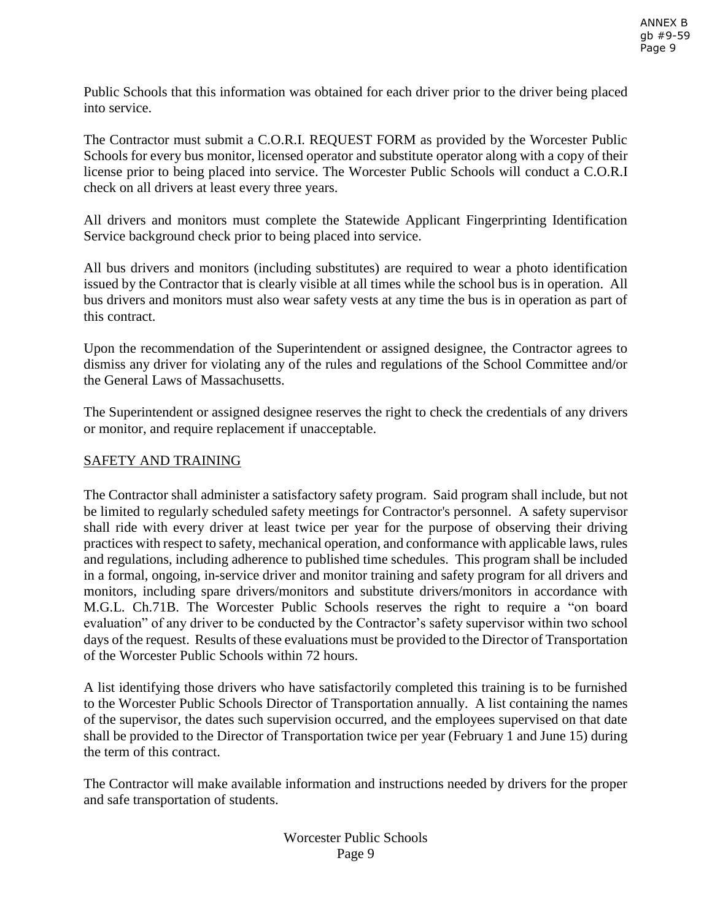Public Schools that this information was obtained for each driver prior to the driver being placed into service.

The Contractor must submit a C.O.R.I. REQUEST FORM as provided by the Worcester Public Schools for every bus monitor, licensed operator and substitute operator along with a copy of their license prior to being placed into service. The Worcester Public Schools will conduct a C.O.R.I check on all drivers at least every three years.

All drivers and monitors must complete the Statewide Applicant Fingerprinting Identification Service background check prior to being placed into service.

All bus drivers and monitors (including substitutes) are required to wear a photo identification issued by the Contractor that is clearly visible at all times while the school bus is in operation. All bus drivers and monitors must also wear safety vests at any time the bus is in operation as part of this contract.

Upon the recommendation of the Superintendent or assigned designee, the Contractor agrees to dismiss any driver for violating any of the rules and regulations of the School Committee and/or the General Laws of Massachusetts.

The Superintendent or assigned designee reserves the right to check the credentials of any drivers or monitor, and require replacement if unacceptable.

## SAFETY AND TRAINING

The Contractor shall administer a satisfactory safety program. Said program shall include, but not be limited to regularly scheduled safety meetings for Contractor's personnel. A safety supervisor shall ride with every driver at least twice per year for the purpose of observing their driving practices with respect to safety, mechanical operation, and conformance with applicable laws, rules and regulations, including adherence to published time schedules. This program shall be included in a formal, ongoing, in-service driver and monitor training and safety program for all drivers and monitors, including spare drivers/monitors and substitute drivers/monitors in accordance with M.G.L. Ch.71B. The Worcester Public Schools reserves the right to require a "on board evaluation" of any driver to be conducted by the Contractor's safety supervisor within two school days of the request. Results of these evaluations must be provided to the Director of Transportation of the Worcester Public Schools within 72 hours.

A list identifying those drivers who have satisfactorily completed this training is to be furnished to the Worcester Public Schools Director of Transportation annually. A list containing the names of the supervisor, the dates such supervision occurred, and the employees supervised on that date shall be provided to the Director of Transportation twice per year (February 1 and June 15) during the term of this contract.

The Contractor will make available information and instructions needed by drivers for the proper and safe transportation of students.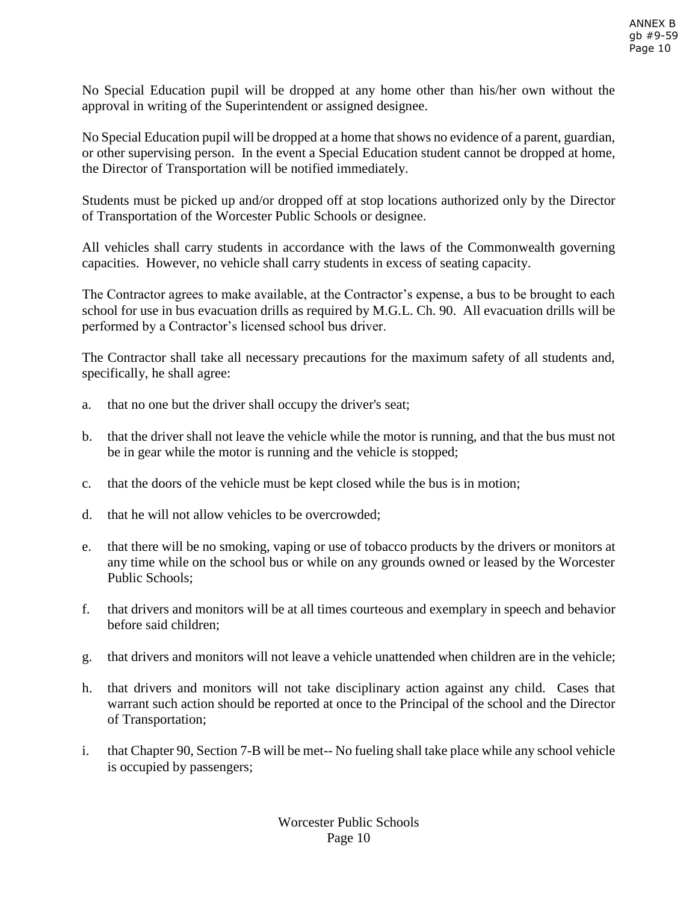No Special Education pupil will be dropped at any home other than his/her own without the approval in writing of the Superintendent or assigned designee.

No Special Education pupil will be dropped at a home that shows no evidence of a parent, guardian, or other supervising person. In the event a Special Education student cannot be dropped at home, the Director of Transportation will be notified immediately.

Students must be picked up and/or dropped off at stop locations authorized only by the Director of Transportation of the Worcester Public Schools or designee.

All vehicles shall carry students in accordance with the laws of the Commonwealth governing capacities. However, no vehicle shall carry students in excess of seating capacity.

The Contractor agrees to make available, at the Contractor's expense, a bus to be brought to each school for use in bus evacuation drills as required by M.G.L. Ch. 90. All evacuation drills will be performed by a Contractor's licensed school bus driver.

The Contractor shall take all necessary precautions for the maximum safety of all students and, specifically, he shall agree:

a. that no one but the driver shall occupy the driver's seat;

b. that the driver shall not leave the vehicle while the motor is running, and that the bus must not be in gear while the motor is running and the vehicle is stopped;

c. that the doors of the vehicle must be kept closed while the bus is in motion;

d. that he will not allow vehicles to be overcrowded;

e. that there will be no smoking, vaping or use of tobacco products by the drivers or monitors at any time while on the school bus or while on any grounds owned or leased by the Worcester Public Schools;

f. that drivers and monitors will be at all times courteous and exemplary in speech and behavior before said children;

g. that drivers and monitors will not leave a vehicle unattended when children are in the vehicle;

h. that drivers and monitors will not take disciplinary action against any child. Cases that warrant such action should be reported at once to the Principal of the school and the Director of Transportation;

i. that Chapter 90, Section 7-B will be met-- No fueling shall take place while any school vehicle is occupied by passengers;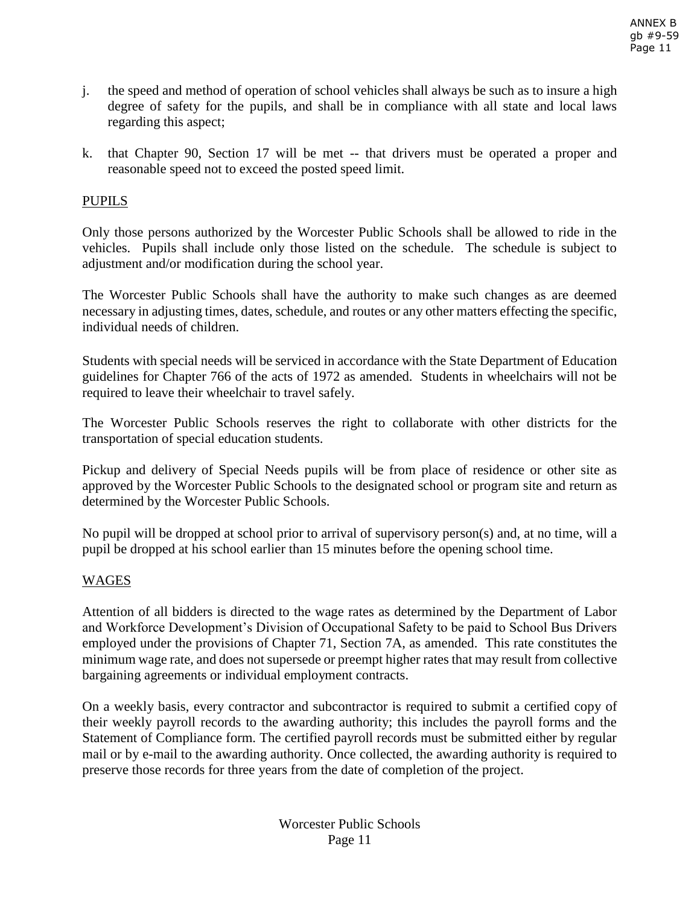j. the speed and method of operation of school vehicles shall always be such as to insure a high degree of safety for the pupils, and shall be in compliance with all state and local laws regarding this aspect;

k. that Chapter 90, Section 17 will be met -- that drivers must be operated a proper and reasonable speed not to exceed the posted speed limit.

## PUPILS

Only those persons authorized by the Worcester Public Schools shall be allowed to ride in the vehicles. Pupils shall include only those listed on the schedule. The schedule is subject to adjustment and/or modification during the school year.

The Worcester Public Schools shall have the authority to make such changes as are deemed necessary in adjusting times, dates, schedule, and routes or any other matters effecting the specific, individual needs of children.

Students with special needs will be serviced in accordance with the State Department of Education guidelines for Chapter 766 of the acts of 1972 as amended. Students in wheelchairs will not be required to leave their wheelchair to travel safely.

The Worcester Public Schools reserves the right to collaborate with other districts for the transportation of special education students.

Pickup and delivery of Special Needs pupils will be from place of residence or other site as approved by the Worcester Public Schools to the designated school or program site and return as determined by the Worcester Public Schools.

No pupil will be dropped at school prior to arrival of supervisory person(s) and, at no time, will a pupil be dropped at his school earlier than 15 minutes before the opening school time.

## WAGES

Attention of all bidders is directed to the wage rates as determined by the Department of Labor and Workforce Development's Division of Occupational Safety to be paid to School Bus Drivers employed under the provisions of Chapter 71, Section 7A, as amended. This rate constitutes the minimum wage rate, and does not supersede or preempt higher rates that may result from collective bargaining agreements or individual employment contracts.

On a weekly basis, every contractor and subcontractor is required to submit a certified copy of their weekly payroll records to the awarding authority; this includes the payroll forms and the Statement of Compliance form. The certified payroll records must be submitted either by regular mail or by e-mail to the awarding authority. Once collected, the awarding authority is required to preserve those records for three years from the date of completion of the project.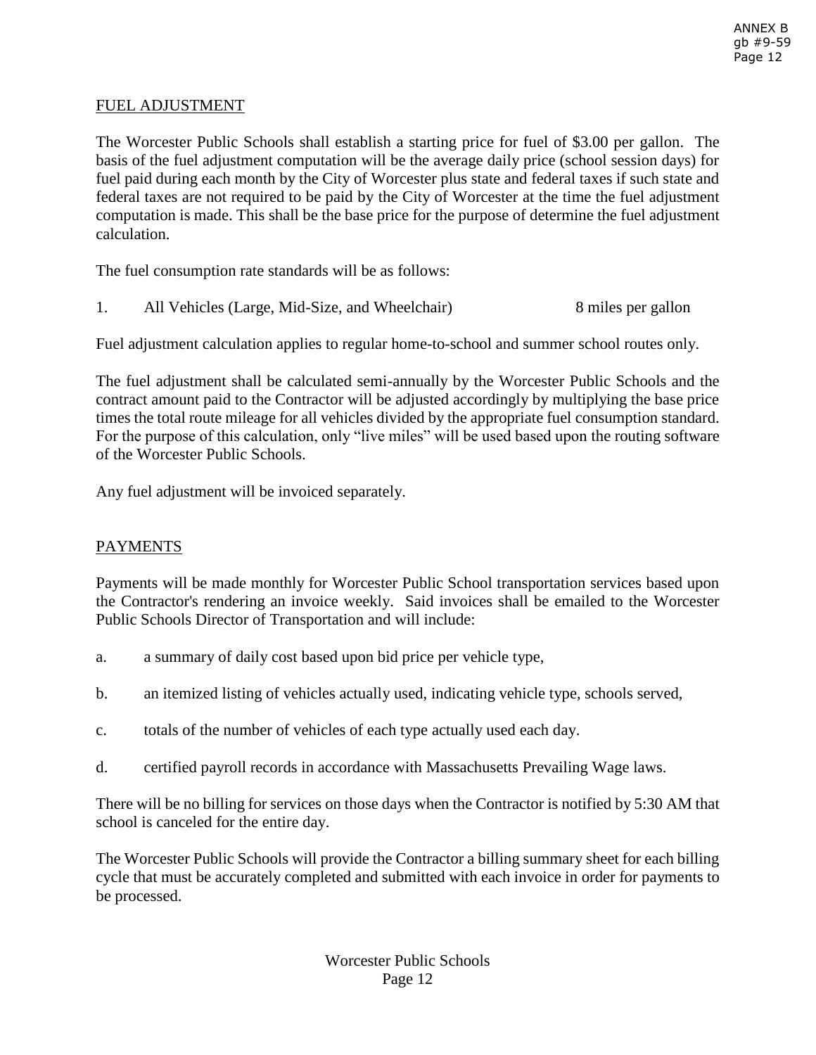## FUEL ADJUSTMENT

The Worcester Public Schools shall establish a starting price for fuel of $3.00 per gallon. The basis of the fuel adjustment computation will be the average daily price (school session days) for fuel paid during each month by the City of Worcester plus state and federal taxes if such state and federal taxes are not required to be paid by the City of Worcester at the time the fuel adjustment computation is made. This shall be the base price for the purpose of determine the fuel adjustment calculation.

The fuel consumption rate standards will be as follows:

1. All Vehicles (Large, Mid-Size, and Wheelchair) 8 miles per gallon

Fuel adjustment calculation applies to regular home-to-school and summer school routes only.

The fuel adjustment shall be calculated semi-annually by the Worcester Public Schools and the contract amount paid to the Contractor will be adjusted accordingly by multiplying the base price times the total route mileage for all vehicles divided by the appropriate fuel consumption standard. For the purpose of this calculation, only "live miles" will be used based upon the routing software of the Worcester Public Schools.

Any fuel adjustment will be invoiced separately.

## PAYMENTS

Payments will be made monthly for Worcester Public School transportation services based upon the Contractor's rendering an invoice weekly. Said invoices shall be emailed to the Worcester Public Schools Director of Transportation and will include:

a. a summary of daily cost based upon bid price per vehicle type,

b. an itemized listing of vehicles actually used, indicating vehicle type, schools served,

c. totals of the number of vehicles of each type actually used each day.

d. certified payroll records in accordance with Massachusetts Prevailing Wage laws.

There will be no billing for services on those days when the Contractor is notified by 5:30 AM that school is canceled for the entire day.

The Worcester Public Schools will provide the Contractor a billing summary sheet for each billing cycle that must be accurately completed and submitted with each invoice in order for payments to be processed.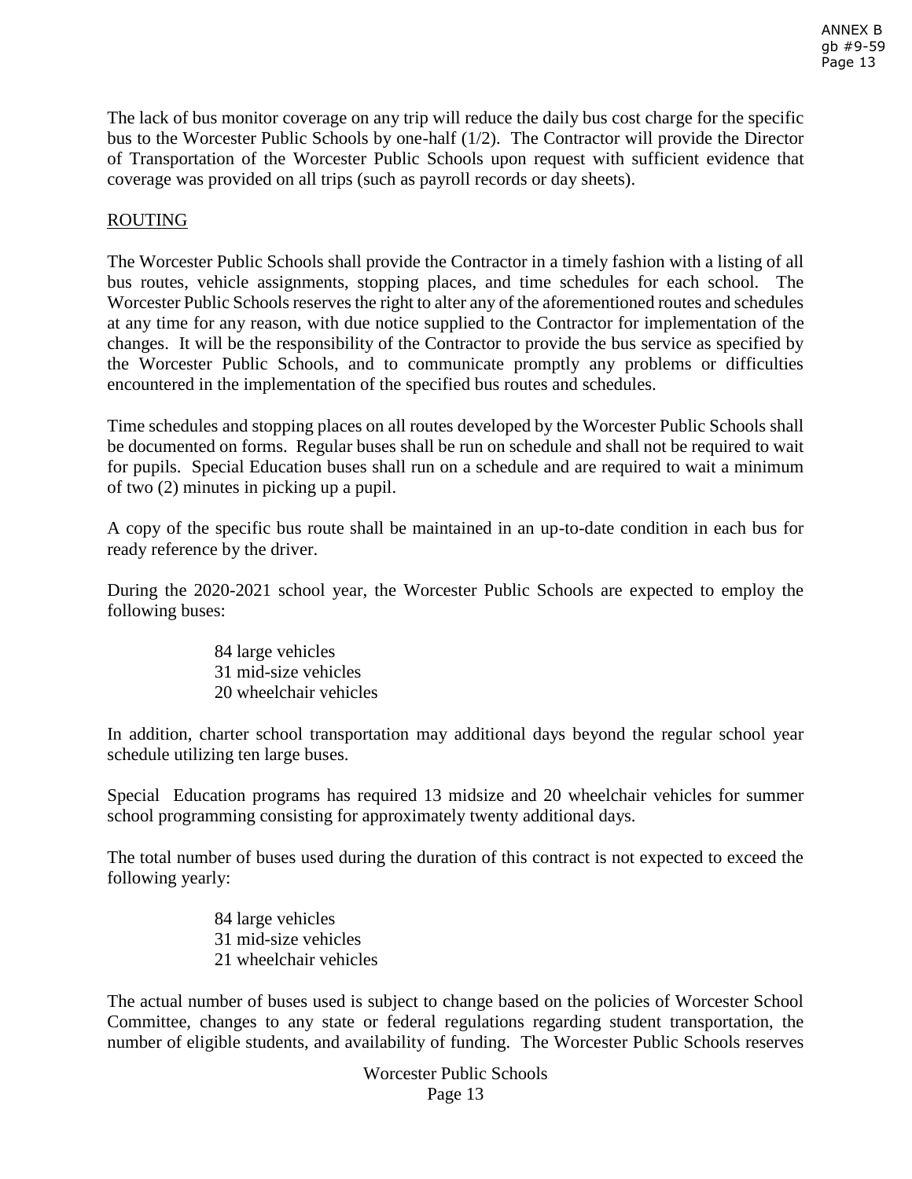The lack of bus monitor coverage on any trip will reduce the daily bus cost charge for the specific bus to the Worcester Public Schools by one-half (1/2). The Contractor will provide the Director of Transportation of the Worcester Public Schools upon request with sufficient evidence that coverage was provided on all trips (such as payroll records or day sheets).

## ROUTING

The Worcester Public Schools shall provide the Contractor in a timely fashion with a listing of all bus routes, vehicle assignments, stopping places, and time schedules for each school. The Worcester Public Schools reserves the right to alter any of the aforementioned routes and schedules at any time for any reason, with due notice supplied to the Contractor for implementation of the changes. It will be the responsibility of the Contractor to provide the bus service as specified by the Worcester Public Schools, and to communicate promptly any problems or difficulties encountered in the implementation of the specified bus routes and schedules.

Time schedules and stopping places on all routes developed by the Worcester Public Schools shall be documented on forms. Regular buses shall be run on schedule and shall not be required to wait for pupils. Special Education buses shall run on a schedule and are required to wait a minimum of two (2) minutes in picking up a pupil.

A copy of the specific bus route shall be maintained in an up-to-date condition in each bus for ready reference by the driver.

During the 2020-2021 school year, the Worcester Public Schools are expected to employ the following buses:

84 large vehicles
31 mid-size vehicles
20 wheelchair vehicles

In addition, charter school transportation may additional days beyond the regular school year schedule utilizing ten large buses.

Special Education programs has required 13 midsize and 20 wheelchair vehicles for summer school programming consisting for approximately twenty additional days.

The total number of buses used during the duration of this contract is not expected to exceed the following yearly:

84 large vehicles
31 mid-size vehicles
21 wheelchair vehicles

The actual number of buses used is subject to change based on the policies of Worcester School Committee, changes to any state or federal regulations regarding student transportation, the number of eligible students, and availability of funding. The Worcester Public Schools reserves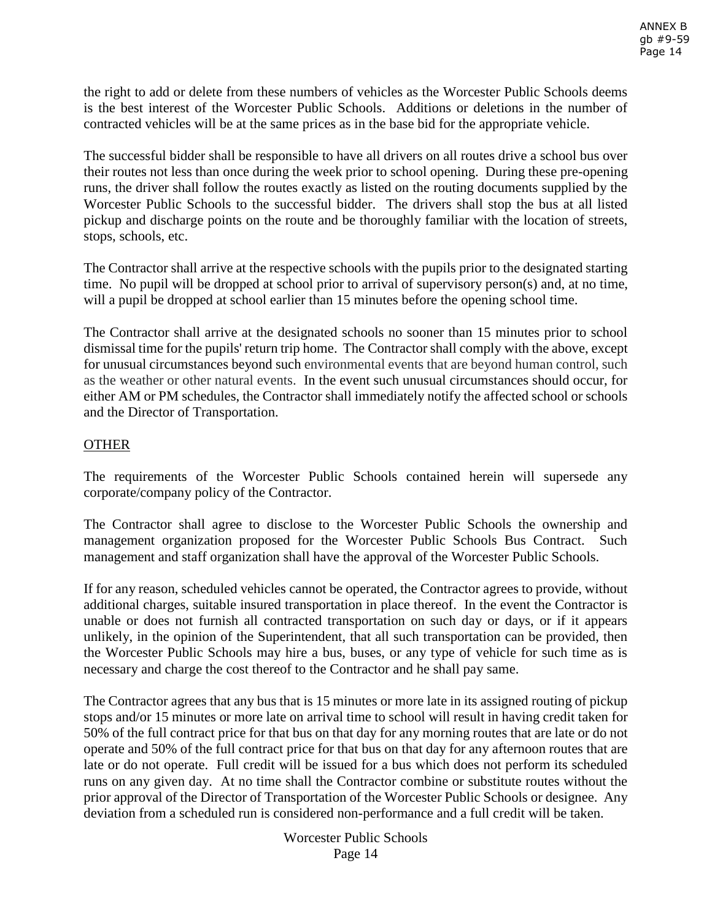the right to add or delete from these numbers of vehicles as the Worcester Public Schools deems is the best interest of the Worcester Public Schools. Additions or deletions in the number of contracted vehicles will be at the same prices as in the base bid for the appropriate vehicle.

The successful bidder shall be responsible to have all drivers on all routes drive a school bus over their routes not less than once during the week prior to school opening. During these pre-opening runs, the driver shall follow the routes exactly as listed on the routing documents supplied by the Worcester Public Schools to the successful bidder. The drivers shall stop the bus at all listed pickup and discharge points on the route and be thoroughly familiar with the location of streets, stops, schools, etc.

The Contractor shall arrive at the respective schools with the pupils prior to the designated starting time. No pupil will be dropped at school prior to arrival of supervisory person(s) and, at no time, will a pupil be dropped at school earlier than 15 minutes before the opening school time.

The Contractor shall arrive at the designated schools no sooner than 15 minutes prior to school dismissal time for the pupils' return trip home. The Contractor shall comply with the above, except for unusual circumstances beyond such environmental events that are beyond human control, such as the weather or other natural events. In the event such unusual circumstances should occur, for either AM or PM schedules, the Contractor shall immediately notify the affected school or schools and the Director of Transportation.

## OTHER

The requirements of the Worcester Public Schools contained herein will supersede any corporate/company policy of the Contractor.

The Contractor shall agree to disclose to the Worcester Public Schools the ownership and management organization proposed for the Worcester Public Schools Bus Contract. Such management and staff organization shall have the approval of the Worcester Public Schools.

If for any reason, scheduled vehicles cannot be operated, the Contractor agrees to provide, without additional charges, suitable insured transportation in place thereof. In the event the Contractor is unable or does not furnish all contracted transportation on such day or days, or if it appears unlikely, in the opinion of the Superintendent, that all such transportation can be provided, then the Worcester Public Schools may hire a bus, buses, or any type of vehicle for such time as is necessary and charge the cost thereof to the Contractor and he shall pay same.

The Contractor agrees that any bus that is 15 minutes or more late in its assigned routing of pickup stops and/or 15 minutes or more late on arrival time to school will result in having credit taken for 50% of the full contract price for that bus on that day for any morning routes that are late or do not operate and 50% of the full contract price for that bus on that day for any afternoon routes that are late or do not operate. Full credit will be issued for a bus which does not perform its scheduled runs on any given day. At no time shall the Contractor combine or substitute routes without the prior approval of the Director of Transportation of the Worcester Public Schools or designee. Any deviation from a scheduled run is considered non-performance and a full credit will be taken.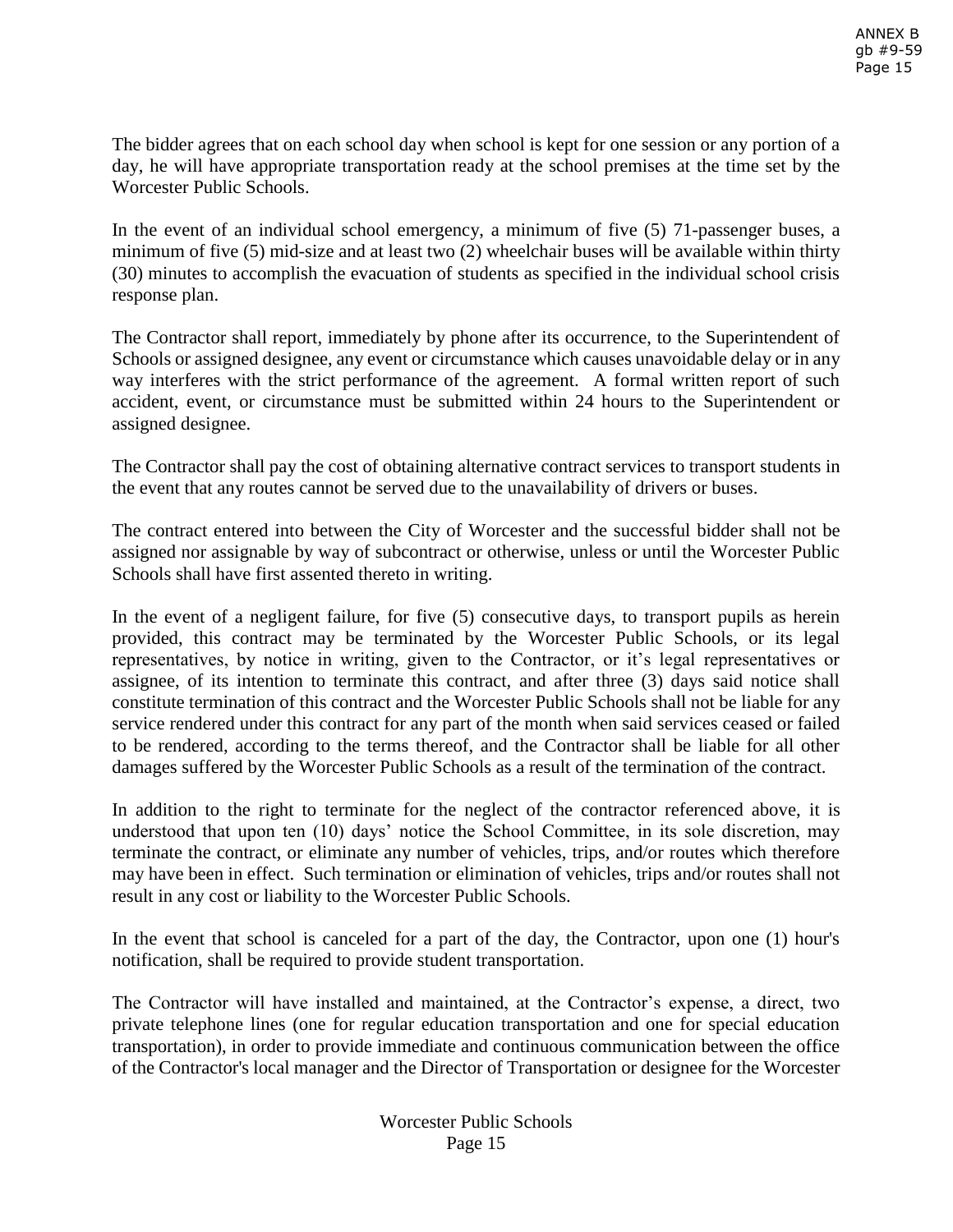The bidder agrees that on each school day when school is kept for one session or any portion of a day, he will have appropriate transportation ready at the school premises at the time set by the Worcester Public Schools.

In the event of an individual school emergency, a minimum of five (5) 71-passenger buses, a minimum of five (5) mid-size and at least two (2) wheelchair buses will be available within thirty (30) minutes to accomplish the evacuation of students as specified in the individual school crisis response plan.

The Contractor shall report, immediately by phone after its occurrence, to the Superintendent of Schools or assigned designee, any event or circumstance which causes unavoidable delay or in any way interferes with the strict performance of the agreement. A formal written report of such accident, event, or circumstance must be submitted within 24 hours to the Superintendent or assigned designee.

The Contractor shall pay the cost of obtaining alternative contract services to transport students in the event that any routes cannot be served due to the unavailability of drivers or buses.

The contract entered into between the City of Worcester and the successful bidder shall not be assigned nor assignable by way of subcontract or otherwise, unless or until the Worcester Public Schools shall have first assented thereto in writing.

In the event of a negligent failure, for five (5) consecutive days, to transport pupils as herein provided, this contract may be terminated by the Worcester Public Schools, or its legal representatives, by notice in writing, given to the Contractor, or it's legal representatives or assignee, of its intention to terminate this contract, and after three (3) days said notice shall constitute termination of this contract and the Worcester Public Schools shall not be liable for any service rendered under this contract for any part of the month when said services ceased or failed to be rendered, according to the terms thereof, and the Contractor shall be liable for all other damages suffered by the Worcester Public Schools as a result of the termination of the contract.

In addition to the right to terminate for the neglect of the contractor referenced above, it is understood that upon ten (10) days' notice the School Committee, in its sole discretion, may terminate the contract, or eliminate any number of vehicles, trips, and/or routes which therefore may have been in effect. Such termination or elimination of vehicles, trips and/or routes shall not result in any cost or liability to the Worcester Public Schools.

In the event that school is canceled for a part of the day, the Contractor, upon one (1) hour's notification, shall be required to provide student transportation.

The Contractor will have installed and maintained, at the Contractor's expense, a direct, two private telephone lines (one for regular education transportation and one for special education transportation), in order to provide immediate and continuous communication between the office of the Contractor's local manager and the Director of Transportation or designee for the Worcester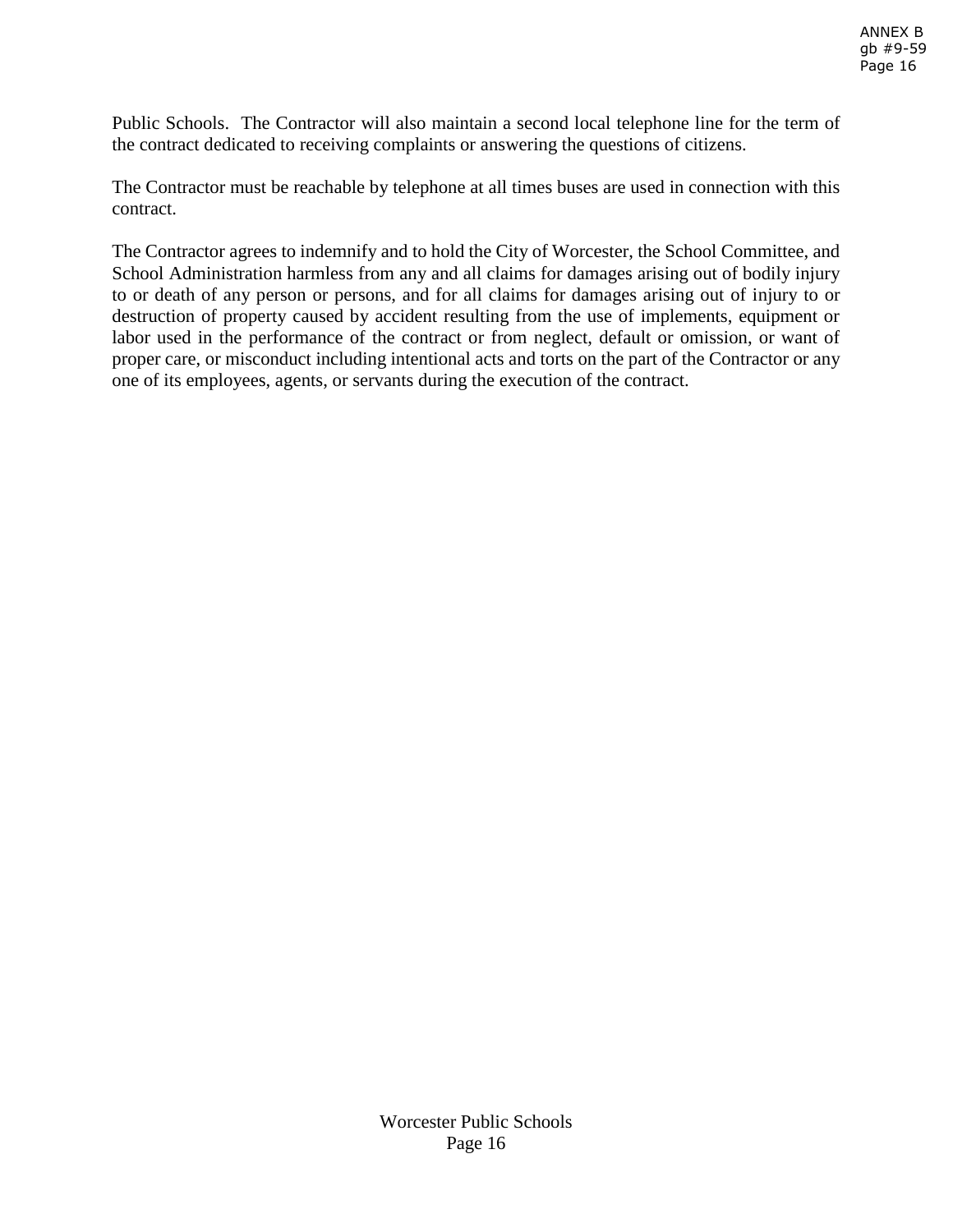Public Schools. The Contractor will also maintain a second local telephone line for the term of the contract dedicated to receiving complaints or answering the questions of citizens.

The Contractor must be reachable by telephone at all times buses are used in connection with this contract.

The Contractor agrees to indemnify and to hold the City of Worcester, the School Committee, and School Administration harmless from any and all claims for damages arising out of bodily injury to or death of any person or persons, and for all claims for damages arising out of injury to or destruction of property caused by accident resulting from the use of implements, equipment or labor used in the performance of the contract or from neglect, default or omission, or want of proper care, or misconduct including intentional acts and torts on the part of the Contractor or any one of its employees, agents, or servants during the execution of the contract.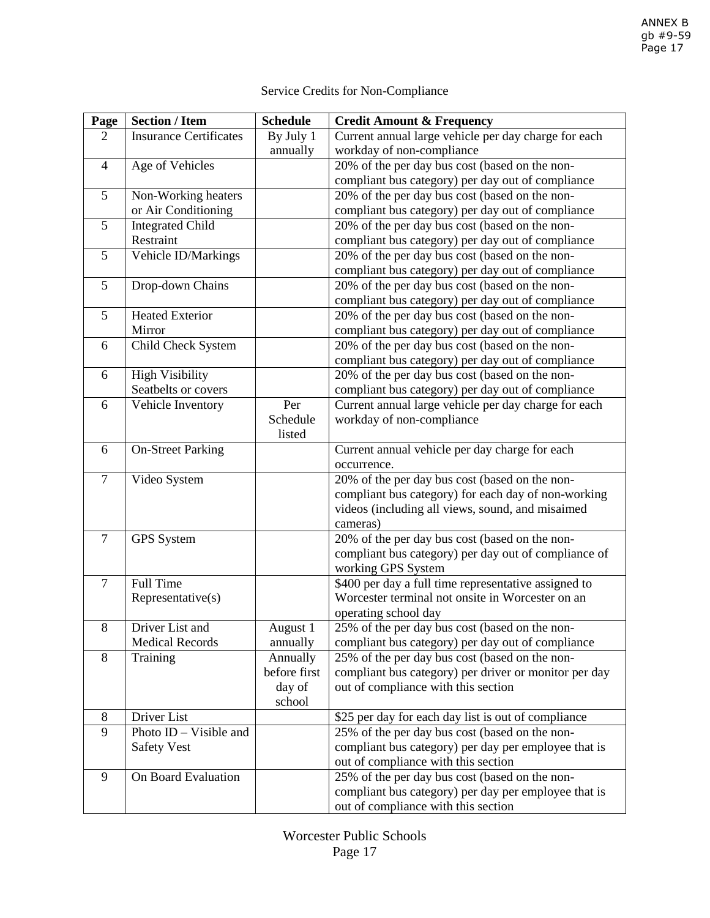Service Credits for Non-Compliance

| Page | Section / Item | Schedule | Credit Amount & Frequency |
|---|---|---|---|
| 2 | Insurance Certificates | By July 1 annually | Current annual large vehicle per day charge for each workday of non-compliance |
| 4 | Age of Vehicles | | 20% of the per day bus cost (based on the non-compliant bus category) per day out of compliance |
| 5 | Non-Working heaters or Air Conditioning | | 20% of the per day bus cost (based on the non-compliant bus category) per day out of compliance |
| 5 | Integrated Child Restraint | | 20% of the per day bus cost (based on the non-compliant bus category) per day out of compliance |
| 5 | Vehicle ID/Markings | | 20% of the per day bus cost (based on the non-compliant bus category) per day out of compliance |
| 5 | Drop-down Chains | | 20% of the per day bus cost (based on the non-compliant bus category) per day out of compliance |
| 5 | Heated Exterior Mirror | | 20% of the per day bus cost (based on the non-compliant bus category) per day out of compliance |
| 6 | Child Check System | | 20% of the per day bus cost (based on the non-compliant bus category) per day out of compliance |
| 6 | High Visibility Seatbelts or covers | | 20% of the per day bus cost (based on the non-compliant bus category) per day out of compliance |
| 6 | Vehicle Inventory | Per Schedule listed | Current annual large vehicle per day charge for each workday of non-compliance |
| 6 | On-Street Parking | | Current annual vehicle per day charge for each occurrence. |
| 7 | Video System | | 20% of the per day bus cost (based on the non-compliant bus category) for each day of non-working videos (including all views, sound, and misaimed cameras) |
| 7 | GPS System | | 20% of the per day bus cost (based on the non-compliant bus category) per day out of compliance of working GPS System |
| 7 | Full Time Representative(s) | | $400 per day a full time representative assigned to Worcester terminal not onsite in Worcester on an operating school day |
| 8 | Driver List and Medical Records | August 1 annually | 25% of the per day bus cost (based on the non-compliant bus category) per day out of compliance |
| 8 | Training | Annually before first day of school | 25% of the per day bus cost (based on the non-compliant bus category) per driver or monitor per day out of compliance with this section |
| 8 | Driver List | | $25 per day for each day list is out of compliance |
| 9 | Photo ID – Visible and Safety Vest | | 25% of the per day bus cost (based on the non-compliant bus category) per day per employee that is out of compliance with this section |
| 9 | On Board Evaluation | | 25% of the per day bus cost (based on the non-compliant bus category) per day per employee that is out of compliance with this section |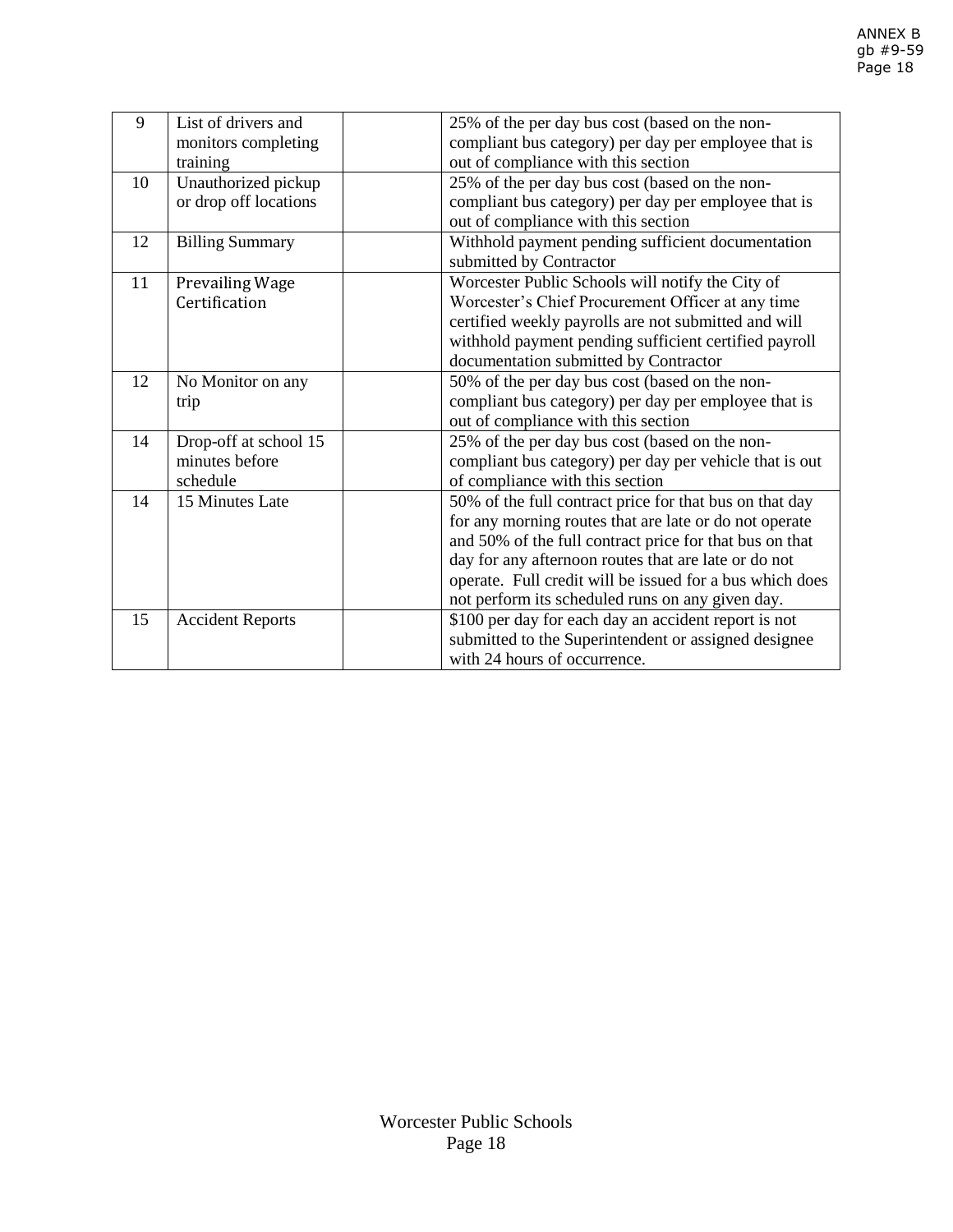| | | | |
|---|---|---|---|
| 9 | List of drivers and monitors completing training | | 25% of the per day bus cost (based on the non-compliant bus category) per day per employee that is out of compliance with this section |
| 10 | Unauthorized pickup or drop off locations | | 25% of the per day bus cost (based on the non-compliant bus category) per day per employee that is out of compliance with this section |
| 12 | Billing Summary | | Withhold payment pending sufficient documentation submitted by Contractor |
| 11 | Prevailing Wage Certification | | Worcester Public Schools will notify the City of Worcester's Chief Procurement Officer at any time certified weekly payrolls are not submitted and will withhold payment pending sufficient certified payroll documentation submitted by Contractor |
| 12 | No Monitor on any trip | | 50% of the per day bus cost (based on the non-compliant bus category) per day per employee that is out of compliance with this section |
| 14 | Drop-off at school 15 minutes before schedule | | 25% of the per day bus cost (based on the non-compliant bus category) per day per vehicle that is out of compliance with this section |
| 14 | 15 Minutes Late | | 50% of the full contract price for that bus on that day for any morning routes that are late or do not operate and 50% of the full contract price for that bus on that day for any afternoon routes that are late or do not operate. Full credit will be issued for a bus which does not perform its scheduled runs on any given day. |
| 15 | Accident Reports | | $100 per day for each day an accident report is not submitted to the Superintendent or assigned designee with 24 hours of occurrence. |